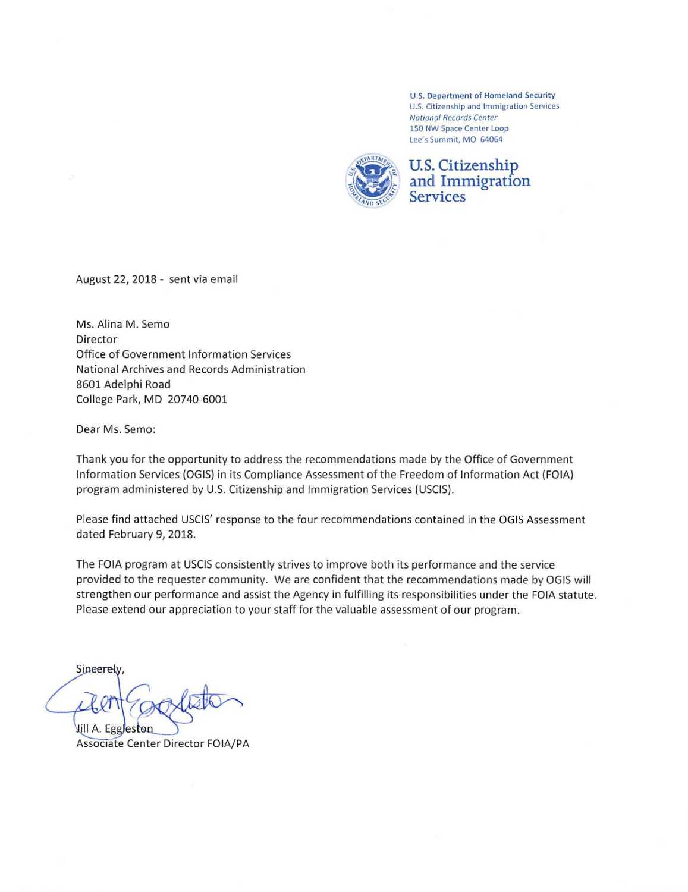U.S. Department of Homeland Security
U.S. Citizenship and Immigration Services
*National Records Center*
150 NW Space Center Loop
Lee's Summit, MO 64064

**U.S. Citizenship and Immigration Services**

August 22, 2018 - sent via email

Ms. Alina M. Semo
Director
Office of Government Information Services
National Archives and Records Administration
8601 Adelphi Road
College Park, MD 20740-6001

Dear Ms. Semo:

Thank you for the opportunity to address the recommendations made by the Office of Government Information Services (OGIS) in its Compliance Assessment of the Freedom of Information Act (FOIA) program administered by U.S. Citizenship and Immigration Services (USCIS).

Please find attached USCIS' response to the four recommendations contained in the OGIS Assessment dated February 9, 2018.

The FOIA program at USCIS consistently strives to improve both its performance and the service provided to the requester community. We are confident that the recommendations made by OGIS will strengthen our performance and assist the Agency in fulfilling its responsibilities under the FOIA statute. Please extend our appreciation to your staff for the valuable assessment of our program.

Sincerely,

Jill A. Eggleston
Associate Center Director FOIA/PA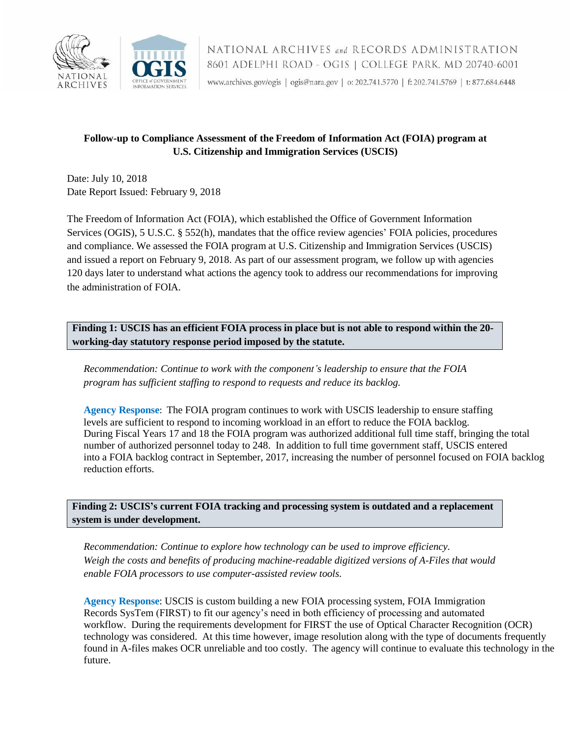**Follow-up to Compliance Assessment of the Freedom of Information Act (FOIA) program at U.S. Citizenship and Immigration Services (USCIS)**

Date: July 10, 2018
Date Report Issued: February 9, 2018

The Freedom of Information Act (FOIA), which established the Office of Government Information Services (OGIS), 5 U.S.C. § 552(h), mandates that the office review agencies' FOIA policies, procedures and compliance. We assessed the FOIA program at U.S. Citizenship and Immigration Services (USCIS) and issued a report on February 9, 2018. As part of our assessment program, we follow up with agencies 120 days later to understand what actions the agency took to address our recommendations for improving the administration of FOIA.

**Finding 1: USCIS has an efficient FOIA process in place but is not able to respond within the 20-working-day statutory response period imposed by the statute.**

*Recommendation: Continue to work with the component's leadership to ensure that the FOIA program has sufficient staffing to respond to requests and reduce its backlog.*

**Agency Response**: The FOIA program continues to work with USCIS leadership to ensure staffing levels are sufficient to respond to incoming workload in an effort to reduce the FOIA backlog. During Fiscal Years 17 and 18 the FOIA program was authorized additional full time staff, bringing the total number of authorized personnel today to 248. In addition to full time government staff, USCIS entered into a FOIA backlog contract in September, 2017, increasing the number of personnel focused on FOIA backlog reduction efforts.

**Finding 2: USCIS's current FOIA tracking and processing system is outdated and a replacement system is under development.**

*Recommendation: Continue to explore how technology can be used to improve efficiency. Weigh the costs and benefits of producing machine-readable digitized versions of A-Files that would enable FOIA processors to use computer-assisted review tools.*

**Agency Response**: USCIS is custom building a new FOIA processing system, FOIA Immigration Records SysTem (FIRST) to fit our agency's need in both efficiency of processing and automated workflow. During the requirements development for FIRST the use of Optical Character Recognition (OCR) technology was considered. At this time however, image resolution along with the type of documents frequently found in A-files makes OCR unreliable and too costly. The agency will continue to evaluate this technology in the future.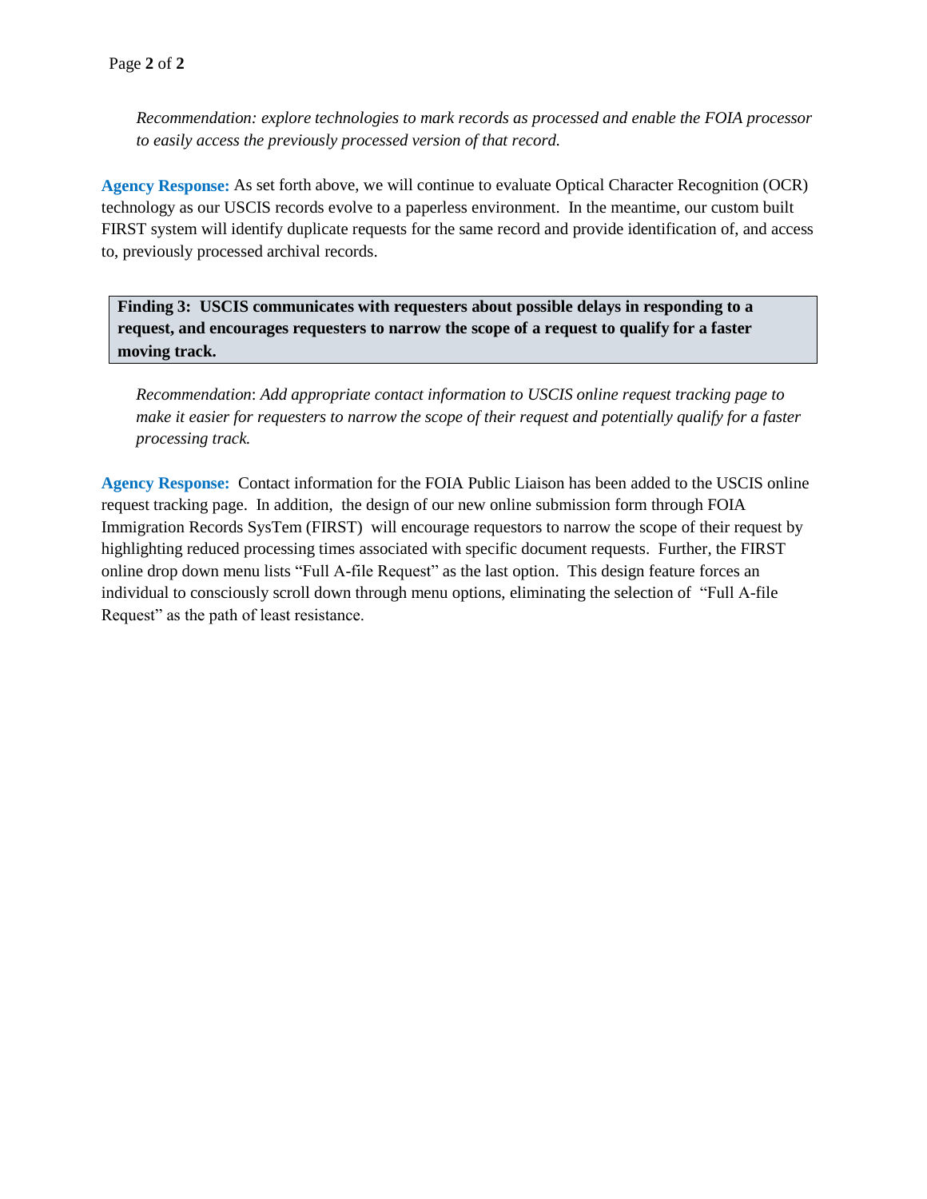*Recommendation: explore technologies to mark records as processed and enable the FOIA processor to easily access the previously processed version of that record.*

**Agency Response:** As set forth above, we will continue to evaluate Optical Character Recognition (OCR) technology as our USCIS records evolve to a paperless environment. In the meantime, our custom built FIRST system will identify duplicate requests for the same record and provide identification of, and access to, previously processed archival records.

**Finding 3: USCIS communicates with requesters about possible delays in responding to a request, and encourages requesters to narrow the scope of a request to qualify for a faster moving track.**

*Recommendation: Add appropriate contact information to USCIS online request tracking page to make it easier for requesters to narrow the scope of their request and potentially qualify for a faster processing track.*

**Agency Response:** Contact information for the FOIA Public Liaison has been added to the USCIS online request tracking page. In addition, the design of our new online submission form through FOIA Immigration Records SysTem (FIRST) will encourage requestors to narrow the scope of their request by highlighting reduced processing times associated with specific document requests. Further, the FIRST online drop down menu lists "Full A-file Request" as the last option. This design feature forces an individual to consciously scroll down through menu options, eliminating the selection of "Full A-file Request" as the path of least resistance.